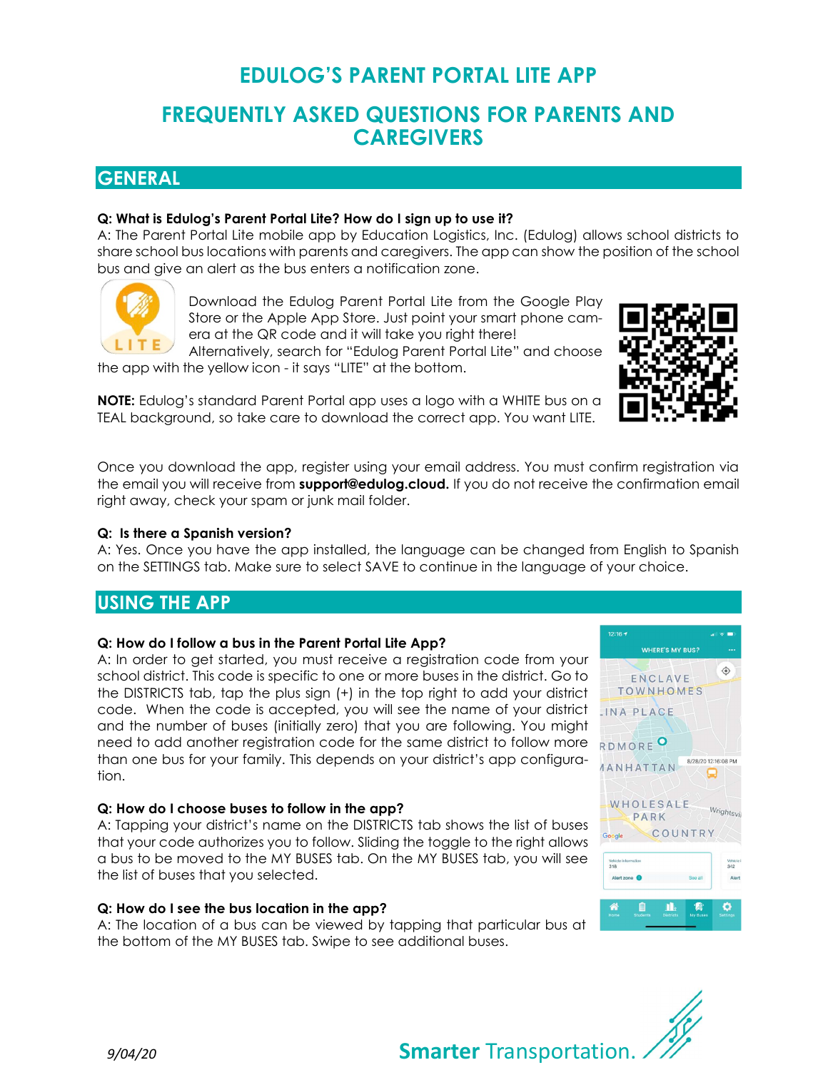# EDULOG'S PARENT PORTAL LITE APP

# FREQUENTLY ASKED QUESTIONS FOR PARENTS AND CAREGIVERS

## GENERAL

**Q: What is Edulog's Parent Portal Lite? How do I sign up to use it?**
A: The Parent Portal Lite mobile app by Education Logistics, Inc. (Edulog) allows school districts to share school bus locations with parents and caregivers. The app can show the position of the school bus and give an alert as the bus enters a notification zone.

Download the Edulog Parent Portal Lite from the Google Play Store or the Apple App Store. Just point your smart phone camera at the QR code and it will take you right there! Alternatively, search for "Edulog Parent Portal Lite" and choose the app with the yellow icon - it says "LITE" at the bottom.

**NOTE:** Edulog's standard Parent Portal app uses a logo with a WHITE bus on a TEAL background, so take care to download the correct app. You want LITE.

Once you download the app, register using your email address. You must confirm registration via the email you will receive from **support@edulog.cloud.** If you do not receive the confirmation email right away, check your spam or junk mail folder.

**Q: Is there a Spanish version?**
A: Yes. Once you have the app installed, the language can be changed from English to Spanish on the SETTINGS tab. Make sure to select SAVE to continue in the language of your choice.

## USING THE APP

**Q: How do I follow a bus in the Parent Portal Lite App?**
A: In order to get started, you must receive a registration code from your school district. This code is specific to one or more buses in the district. Go to the DISTRICTS tab, tap the plus sign (+) in the top right to add your district code. When the code is accepted, you will see the name of your district and the number of buses (initially zero) that you are following. You might need to add another registration code for the same district to follow more than one bus for your family. This depends on your district's app configuration.

**Q: How do I choose buses to follow in the app?**
A: Tapping your district's name on the DISTRICTS tab shows the list of buses that your code authorizes you to follow. Sliding the toggle to the right allows a bus to be moved to the MY BUSES tab. On the MY BUSES tab, you will see the list of buses that you selected.

**Q: How do I see the bus location in the app?**
A: The location of a bus can be viewed by tapping that particular bus at the bottom of the MY BUSES tab. Swipe to see additional buses.

*9/04/20*

**Smarter** Transportation.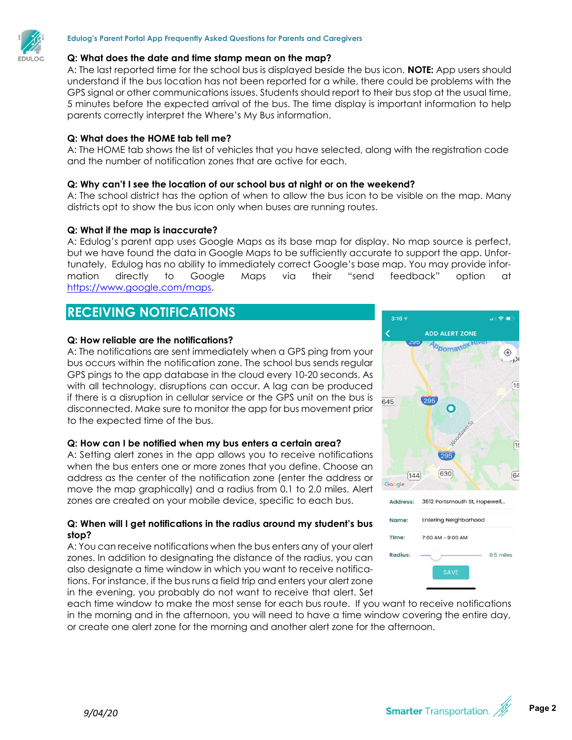**Q: What does the date and time stamp mean on the map?**
A: The last reported time for the school bus is displayed beside the bus icon. **NOTE:** App users should understand if the bus location has not been reported for a while, there could be problems with the GPS signal or other communications issues. Students should report to their bus stop at the usual time, 5 minutes before the expected arrival of the bus. The time display is important information to help parents correctly interpret the Where's My Bus information.

**Q: What does the HOME tab tell me?**
A: The HOME tab shows the list of vehicles that you have selected, along with the registration code and the number of notification zones that are active for each.

**Q: Why can't I see the location of our school bus at night or on the weekend?**
A: The school district has the option of when to allow the bus icon to be visible on the map. Many districts opt to show the bus icon only when buses are running routes.

**Q: What if the map is inaccurate?**
A: Edulog's parent app uses Google Maps as its base map for display. No map source is perfect, but we have found the data in Google Maps to be sufficiently accurate to support the app. Unfortunately, Edulog has no ability to immediately correct Google's base map. You may provide information directly to Google Maps via their "send feedback" option at https://www.google.com/maps.

## RECEIVING NOTIFICATIONS

**Q: How reliable are the notifications?**
A: The notifications are sent immediately when a GPS ping from your bus occurs within the notification zone. The school bus sends regular GPS pings to the app database in the cloud every 10-20 seconds. As with all technology, disruptions can occur. A lag can be produced if there is a disruption in cellular service or the GPS unit on the bus is disconnected. Make sure to monitor the app for bus movement prior to the expected time of the bus.

**Q: How can I be notified when my bus enters a certain area?**
A: Setting alert zones in the app allows you to receive notifications when the bus enters one or more zones that you define. Choose an address as the center of the notification zone (enter the address or move the map graphically) and a radius from 0.1 to 2.0 miles. Alert zones are created on your mobile device, specific to each bus.

**Q: When will I get notifications in the radius around my student's bus stop?**
A: You can receive notifications when the bus enters any of your alert zones. In addition to designating the distance of the radius, you can also designate a time window in which you want to receive notifications. For instance, if the bus runs a field trip and enters your alert zone in the evening, you probably do not want to receive that alert. Set each time window to make the most sense for each bus route. If you want to receive notifications in the morning and in the afternoon, you will need to have a time window covering the entire day, or create one alert zone for the morning and another alert zone for the afternoon.

ADD ALERT ZONE

Address: 3612 Portsmouth St, Hopewell,...
Name: Entering Neighborhood
Time: 7:00 AM - 9:00 AM
Radius: 0.5 miles
SAVE

9/04/20